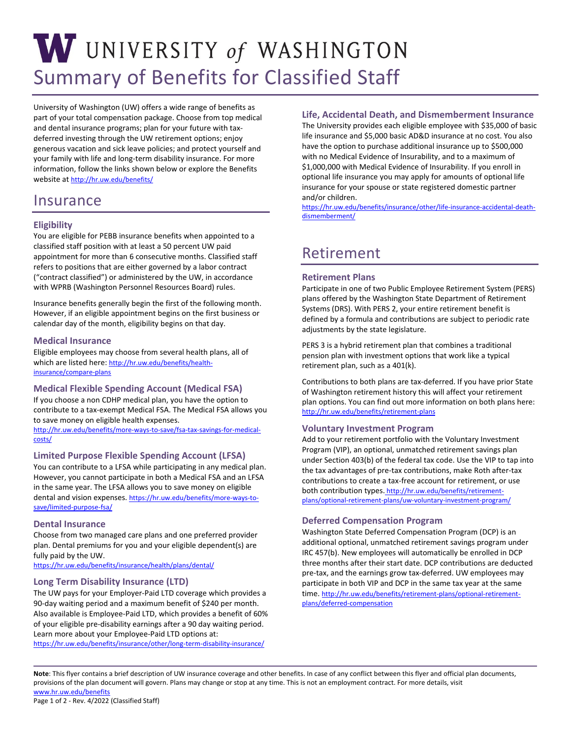# UNIVERSITY of WASHINGTON

# Summary of Benefits for Classified Staff

University of Washington (UW) offers a wide range of benefits as part of your total compensation package. Choose from top medical and dental insurance programs; plan for your future with tax-deferred investing through the UW retirement options; enjoy generous vacation and sick leave policies; and protect yourself and your family with life and long-term disability insurance. For more information, follow the links shown below or explore the Benefits website at http://hr.uw.edu/benefits/

## Insurance

### Eligibility

You are eligible for PEBB insurance benefits when appointed to a classified staff position with at least a 50 percent UW paid appointment for more than 6 consecutive months. Classified staff refers to positions that are either governed by a labor contract ("contract classified") or administered by the UW, in accordance with WPRB (Washington Personnel Resources Board) rules.

Insurance benefits generally begin the first of the following month. However, if an eligible appointment begins on the first business or calendar day of the month, eligibility begins on that day.

### Medical Insurance

Eligible employees may choose from several health plans, all of which are listed here: http://hr.uw.edu/benefits/health-insurance/compare-plans

### Medical Flexible Spending Account (Medical FSA)

If you choose a non CDHP medical plan, you have the option to contribute to a tax-exempt Medical FSA. The Medical FSA allows you to save money on eligible health expenses.
http://hr.uw.edu/benefits/more-ways-to-save/fsa-tax-savings-for-medical-costs/

### Limited Purpose Flexible Spending Account (LFSA)

You can contribute to a LFSA while participating in any medical plan. However, you cannot participate in both a Medical FSA and an LFSA in the same year. The LFSA allows you to save money on eligible dental and vision expenses. https://hr.uw.edu/benefits/more-ways-to-save/limited-purpose-fsa/

### Dental Insurance

Choose from two managed care plans and one preferred provider plan. Dental premiums for you and your eligible dependent(s) are fully paid by the UW.
https://hr.uw.edu/benefits/insurance/health/plans/dental/

### Long Term Disability Insurance (LTD)

The UW pays for your Employer-Paid LTD coverage which provides a 90-day waiting period and a maximum benefit of $240 per month. Also available is Employee-Paid LTD, which provides a benefit of 60% of your eligible pre-disability earnings after a 90 day waiting period. Learn more about your Employee-Paid LTD options at:
https://hr.uw.edu/benefits/insurance/other/long-term-disability-insurance/

### Life, Accidental Death, and Dismemberment Insurance

The University provides each eligible employee with $35,000 of basic life insurance and $5,000 basic AD&D insurance at no cost. You also have the option to purchase additional insurance up to $500,000 with no Medical Evidence of Insurability, and to a maximum of $1,000,000 with Medical Evidence of Insurability. If you enroll in optional life insurance you may apply for amounts of optional life insurance for your spouse or state registered domestic partner and/or children.
https://hr.uw.edu/benefits/insurance/other/life-insurance-accidental-death-dismemberment/

## Retirement

### Retirement Plans

Participate in one of two Public Employee Retirement System (PERS) plans offered by the Washington State Department of Retirement Systems (DRS). With PERS 2, your entire retirement benefit is defined by a formula and contributions are subject to periodic rate adjustments by the state legislature.

PERS 3 is a hybrid retirement plan that combines a traditional pension plan with investment options that work like a typical retirement plan, such as a 401(k).

Contributions to both plans are tax-deferred. If you have prior State of Washington retirement history this will affect your retirement plan options. You can find out more information on both plans here: http://hr.uw.edu/benefits/retirement-plans

### Voluntary Investment Program

Add to your retirement portfolio with the Voluntary Investment Program (VIP), an optional, unmatched retirement savings plan under Section 403(b) of the federal tax code. Use the VIP to tap into the tax advantages of pre-tax contributions, make Roth after-tax contributions to create a tax-free account for retirement, or use both contribution types. http://hr.uw.edu/benefits/retirement-plans/optional-retirement-plans/uw-voluntary-investment-program/

### Deferred Compensation Program

Washington State Deferred Compensation Program (DCP) is an additional optional, unmatched retirement savings program under IRC 457(b). New employees will automatically be enrolled in DCP three months after their start date. DCP contributions are deducted pre-tax, and the earnings grow tax-deferred. UW employees may participate in both VIP and DCP in the same tax year at the same time. http://hr.uw.edu/benefits/retirement-plans/optional-retirement-plans/deferred-compensation

**Note**: This flyer contains a brief description of UW insurance coverage and other benefits. In case of any conflict between this flyer and official plan documents, provisions of the plan document will govern. Plans may change or stop at any time. This is not an employment contract. For more details, visit www.hr.uw.edu/benefits

Rev. 4/2022 (Classified Staff)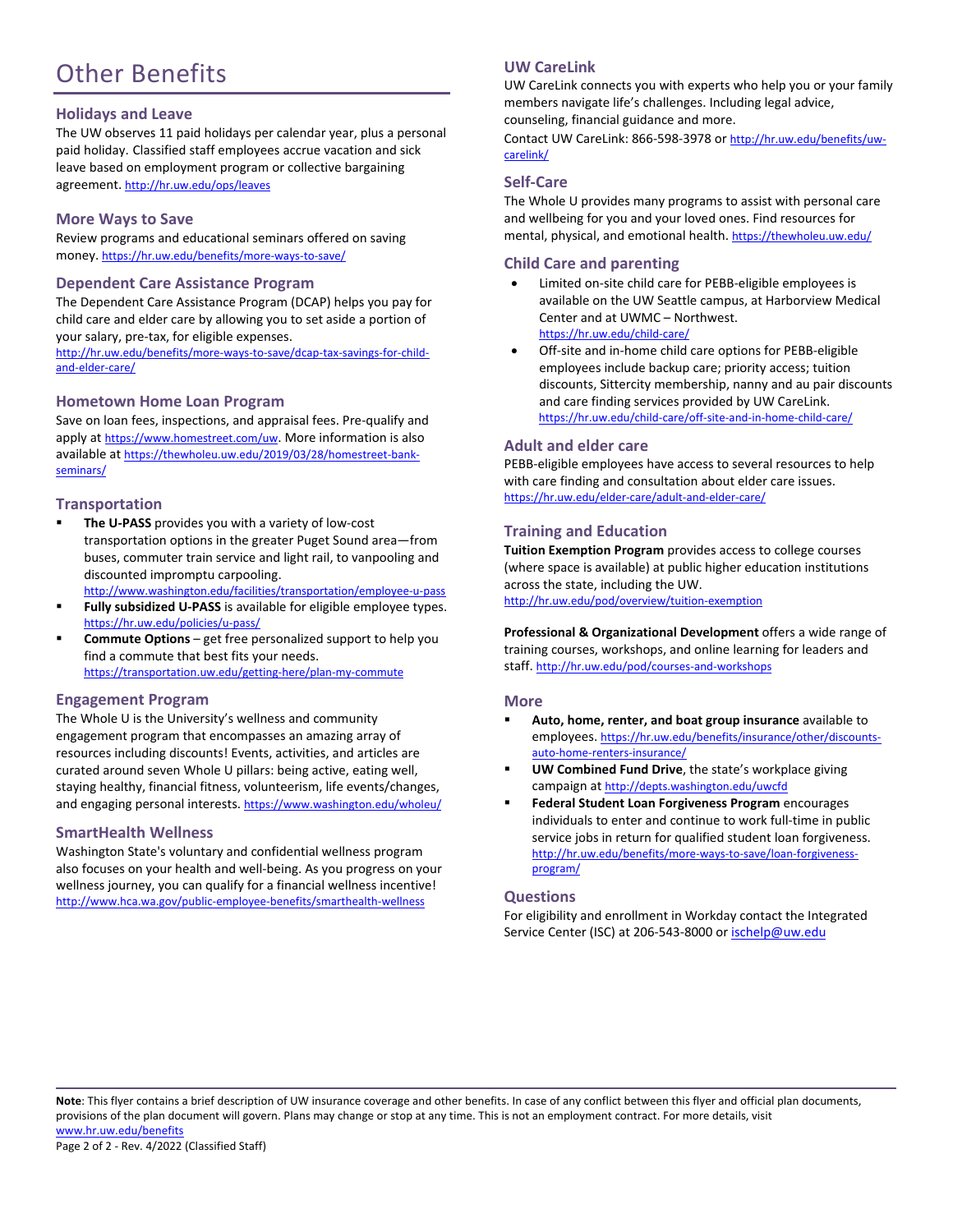# Other Benefits

## Holidays and Leave

The UW observes 11 paid holidays per calendar year, plus a personal paid holiday. Classified staff employees accrue vacation and sick leave based on employment program or collective bargaining agreement. http://hr.uw.edu/ops/leaves

## More Ways to Save

Review programs and educational seminars offered on saving money. https://hr.uw.edu/benefits/more-ways-to-save/

## Dependent Care Assistance Program

The Dependent Care Assistance Program (DCAP) helps you pay for child care and elder care by allowing you to set aside a portion of your salary, pre-tax, for eligible expenses. http://hr.uw.edu/benefits/more-ways-to-save/dcap-tax-savings-for-child-and-elder-care/

## Hometown Home Loan Program

Save on loan fees, inspections, and appraisal fees. Pre-qualify and apply at https://www.homestreet.com/uw. More information is also available at https://thewholeu.uw.edu/2019/03/28/homestreet-bank-seminars/

## Transportation

- **The U-PASS** provides you with a variety of low-cost transportation options in the greater Puget Sound area—from buses, commuter train service and light rail, to vanpooling and discounted impromptu carpooling. http://www.washington.edu/facilities/transportation/employee-u-pass
- **Fully subsidized U-PASS** is available for eligible employee types. https://hr.uw.edu/policies/u-pass/
- **Commute Options** – get free personalized support to help you find a commute that best fits your needs. https://transportation.uw.edu/getting-here/plan-my-commute

## Engagement Program

The Whole U is the University's wellness and community engagement program that encompasses an amazing array of resources including discounts! Events, activities, and articles are curated around seven Whole U pillars: being active, eating well, staying healthy, financial fitness, volunteerism, life events/changes, and engaging personal interests. https://www.washington.edu/wholeu/

## SmartHealth Wellness

Washington State's voluntary and confidential wellness program also focuses on your health and well-being. As you progress on your wellness journey, you can qualify for a financial wellness incentive! http://www.hca.wa.gov/public-employee-benefits/smarthealth-wellness

## UW CareLink

UW CareLink connects you with experts who help you or your family members navigate life's challenges. Including legal advice, counseling, financial guidance and more.

Contact UW CareLink: 866-598-3978 or http://hr.uw.edu/benefits/uw-carelink/

## Self-Care

The Whole U provides many programs to assist with personal care and wellbeing for you and your loved ones. Find resources for mental, physical, and emotional health. https://thewholeu.uw.edu/

## Child Care and parenting

- Limited on-site child care for PEBB-eligible employees is available on the UW Seattle campus, at Harborview Medical Center and at UWMC – Northwest. https://hr.uw.edu/child-care/
- Off-site and in-home child care options for PEBB-eligible employees include backup care; priority access; tuition discounts, Sittercity membership, nanny and au pair discounts and care finding services provided by UW CareLink. https://hr.uw.edu/child-care/off-site-and-in-home-child-care/

## Adult and elder care

PEBB-eligible employees have access to several resources to help with care finding and consultation about elder care issues. https://hr.uw.edu/elder-care/adult-and-elder-care/

## Training and Education

**Tuition Exemption Program** provides access to college courses (where space is available) at public higher education institutions across the state, including the UW. http://hr.uw.edu/pod/overview/tuition-exemption

**Professional & Organizational Development** offers a wide range of training courses, workshops, and online learning for leaders and staff. http://hr.uw.edu/pod/courses-and-workshops

## More

- **Auto, home, renter, and boat group insurance** available to employees. https://hr.uw.edu/benefits/insurance/other/discounts-auto-home-renters-insurance/
- **UW Combined Fund Drive**, the state's workplace giving campaign at http://depts.washington.edu/uwcfd
- **Federal Student Loan Forgiveness Program** encourages individuals to enter and continue to work full-time in public service jobs in return for qualified student loan forgiveness. http://hr.uw.edu/benefits/more-ways-to-save/loan-forgiveness-program/

## Questions

For eligibility and enrollment in Workday contact the Integrated Service Center (ISC) at 206-543-8000 or ischelp@uw.edu

**Note**: This flyer contains a brief description of UW insurance coverage and other benefits. In case of any conflict between this flyer and official plan documents, provisions of the plan document will govern. Plans may change or stop at any time. This is not an employment contract. For more details, visit www.hr.uw.edu/benefits

Rev. 4/2022 (Classified Staff)